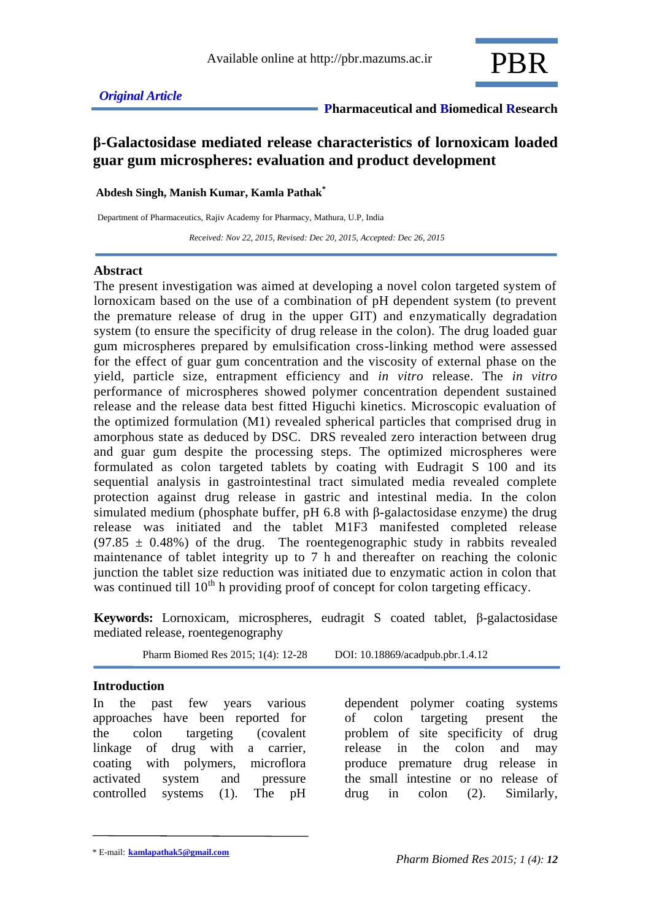*Original Article*

**Pharmaceutical and Biomedical Research**

# β-Galactosidase mediated release characteristics of lornoxicam loaded guar gum microspheres: evaluation and product development

**Abdesh Singh, Manish Kumar, Kamla Pathak***

Department of Pharmaceutics, Rajiv Academy for Pharmacy, Mathura, U.P, India

*Received: Nov 22, 2015, Revised: Dec 20, 2015, Accepted: Dec 26, 2015*

## Abstract

The present investigation was aimed at developing a novel colon targeted system of lornoxicam based on the use of a combination of pH dependent system (to prevent the premature release of drug in the upper GIT) and enzymatically degradation system (to ensure the specificity of drug release in the colon). The drug loaded guar gum microspheres prepared by emulsification cross-linking method were assessed for the effect of guar gum concentration and the viscosity of external phase on the yield, particle size, entrapment efficiency and *in vitro* release. The *in vitro* performance of microspheres showed polymer concentration dependent sustained release and the release data best fitted Higuchi kinetics. Microscopic evaluation of the optimized formulation (M1) revealed spherical particles that comprised drug in amorphous state as deduced by DSC. DRS revealed zero interaction between drug and guar gum despite the processing steps. The optimized microspheres were formulated as colon targeted tablets by coating with Eudragit S 100 and its sequential analysis in gastrointestinal tract simulated media revealed complete protection against drug release in gastric and intestinal media. In the colon simulated medium (phosphate buffer, pH 6.8 with β-galactosidase enzyme) the drug release was initiated and the tablet M1F3 manifested completed release (97.85 ± 0.48%) of the drug. The roentegenographic study in rabbits revealed maintenance of tablet integrity up to 7 h and thereafter on reaching the colonic junction the tablet size reduction was initiated due to enzymatic action in colon that was continued till 10th h providing proof of concept for colon targeting efficacy.

**Keywords:** Lornoxicam, microspheres, eudragit S coated tablet, β-galactosidase mediated release, roentegenography

Pharm Biomed Res 2015; 1(4): 12-28 DOI: 10.18869/acadpub.pbr.1.4.12

## Introduction

In the past few years various approaches have been reported for the colon targeting (covalent linkage of drug with a carrier, coating with polymers, microflora activated system and pressure controlled systems (1). The pH dependent polymer coating systems of colon targeting present the problem of site specificity of drug release in the colon and may produce premature drug release in the small intestine or no release of drug in colon (2). Similarly,

---

* E-mail: **kamlapathak5@gmail.com**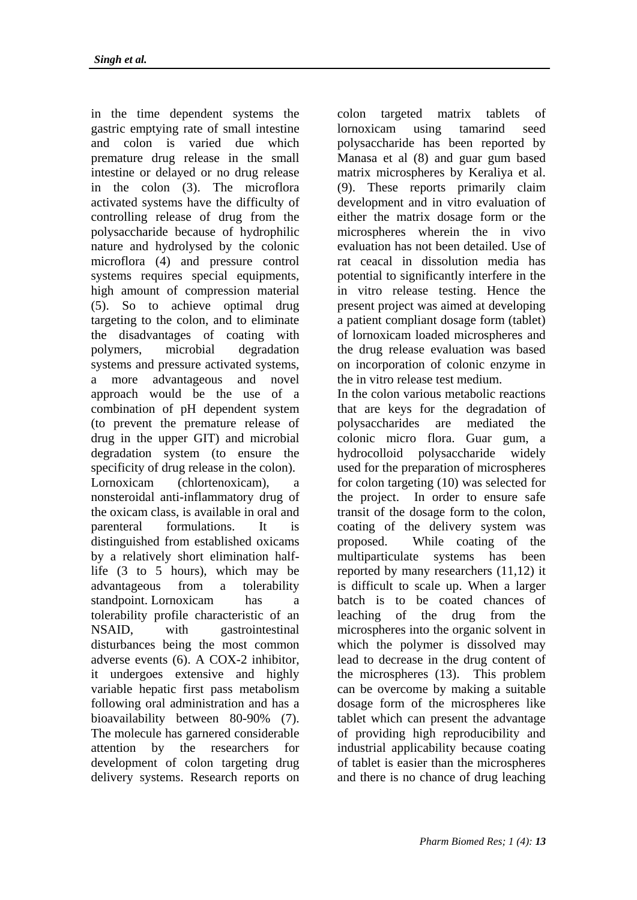in the time dependent systems the gastric emptying rate of small intestine and colon is varied due which premature drug release in the small intestine or delayed or no drug release in the colon (3). The microflora activated systems have the difficulty of controlling release of drug from the polysaccharide because of hydrophilic nature and hydrolysed by the colonic microflora (4) and pressure control systems requires special equipments, high amount of compression material (5). So to achieve optimal drug targeting to the colon, and to eliminate the disadvantages of coating with polymers, microbial degradation systems and pressure activated systems, a more advantageous and novel approach would be the use of a combination of pH dependent system (to prevent the premature release of drug in the upper GIT) and microbial degradation system (to ensure the specificity of drug release in the colon).

Lornoxicam (chlortenoxicam), a nonsteroidal anti-inflammatory drug of the oxicam class, is available in oral and parenteral formulations. It is distinguished from established oxicams by a relatively short elimination half-life (3 to 5 hours), which may be advantageous from a tolerability standpoint. Lornoxicam has a tolerability profile characteristic of an NSAID, with gastrointestinal disturbances being the most common adverse events (6). A COX-2 inhibitor, it undergoes extensive and highly variable hepatic first pass metabolism following oral administration and has a bioavailability between 80-90% (7). The molecule has garnered considerable attention by the researchers for development of colon targeting drug delivery systems. Research reports on colon targeted matrix tablets of lornoxicam using tamarind seed polysaccharide has been reported by Manasa et al (8) and guar gum based matrix microspheres by Keraliya et al. (9). These reports primarily claim development and in vitro evaluation of either the matrix dosage form or the microspheres wherein the in vivo evaluation has not been detailed. Use of rat ceacal in dissolution media has potential to significantly interfere in the in vitro release testing. Hence the present project was aimed at developing a patient compliant dosage form (tablet) of lornoxicam loaded microspheres and the drug release evaluation was based on incorporation of colonic enzyme in the in vitro release test medium.

In the colon various metabolic reactions that are keys for the degradation of polysaccharides are mediated the colonic micro flora. Guar gum, a hydrocolloid polysaccharide widely used for the preparation of microspheres for colon targeting (10) was selected for the project. In order to ensure safe transit of the dosage form to the colon, coating of the delivery system was proposed. While coating of the multiparticulate systems has been reported by many researchers (11,12) it is difficult to scale up. When a larger batch is to be coated chances of leaching of the drug from the microspheres into the organic solvent in which the polymer is dissolved may lead to decrease in the drug content of the microspheres (13). This problem can be overcome by making a suitable dosage form of the microspheres like tablet which can present the advantage of providing high reproducibility and industrial applicability because coating of tablet is easier than the microspheres and there is no chance of drug leaching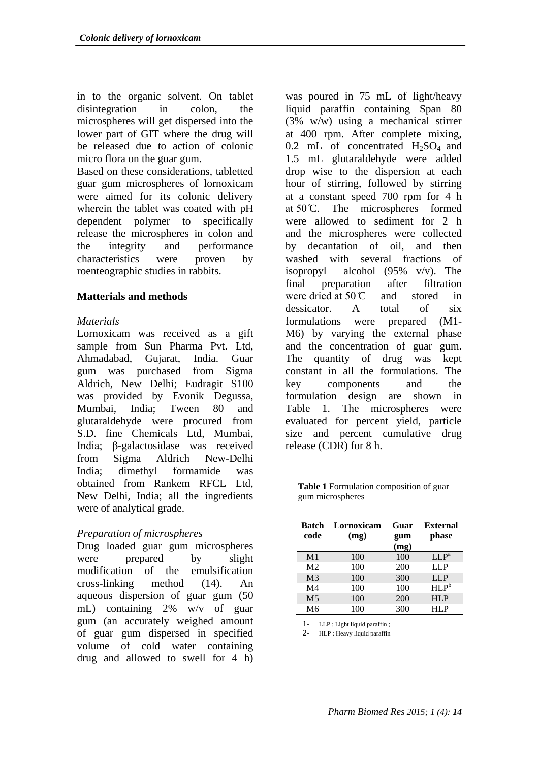in to the organic solvent. On tablet disintegration in colon, the microspheres will get dispersed into the lower part of GIT where the drug will be released due to action of colonic micro flora on the guar gum.

Based on these considerations, tabletted guar gum microspheres of lornoxicam were aimed for its colonic delivery wherein the tablet was coated with pH dependent polymer to specifically release the microspheres in colon and the integrity and performance characteristics were proven by roenteographic studies in rabbits.

## Matterials and methods

### *Materials*

Lornoxicam was received as a gift sample from Sun Pharma Pvt. Ltd, Ahmadabad, Gujarat, India. Guar gum was purchased from Sigma Aldrich, New Delhi; Eudragit S100 was provided by Evonik Degussa, Mumbai, India; Tween 80 and glutaraldehyde were procured from S.D. fine Chemicals Ltd, Mumbai, India; β-galactosidase was received from Sigma Aldrich New-Delhi India; dimethyl formamide was obtained from Rankem RFCL Ltd, New Delhi, India; all the ingredients were of analytical grade.

### *Preparation of microspheres*

Drug loaded guar gum microspheres were prepared by slight modification of the emulsification cross-linking method (14). An aqueous dispersion of guar gum (50 mL) containing 2% w/v of guar gum (an accurately weighed amount of guar gum dispersed in specified volume of cold water containing drug and allowed to swell for 4 h) was poured in 75 mL of light/heavy liquid paraffin containing Span 80 (3% w/w) using a mechanical stirrer at 400 rpm. After complete mixing, 0.2 mL of concentrated $H_2SO_4$ and 1.5 mL glutaraldehyde were added drop wise to the dispersion at each hour of stirring, followed by stirring at a constant speed 700 rpm for 4 h at 50℃. The microspheres formed were allowed to sediment for 2 h and the microspheres were collected by decantation of oil, and then washed with several fractions of isopropyl alcohol (95% v/v). The final preparation after filtration were dried at 50℃ and stored in dessicator. A total of six formulations were prepared (M1-M6) by varying the external phase and the concentration of guar gum. The quantity of drug was kept constant in all the formulations. The key components and the formulation design are shown in Table 1. The microspheres were evaluated for percent yield, particle size and percent cumulative drug release (CDR) for 8 h.

**Table 1** Formulation composition of guar gum microspheres

| Batch code | Lornoxicam (mg) | Guar gum (mg) | External phase |
|---|---|---|---|
| M1 | 100 | 100 | LLP[a] |
| M2 | 100 | 200 | LLP |
| M3 | 100 | 300 | LLP |
| M4 | 100 | 100 | HLP[b] |
| M5 | 100 | 200 | HLP |
| M6 | 100 | 300 | HLP |

1- LLP : Light liquid paraffin ;
2- HLP : Heavy liquid paraffin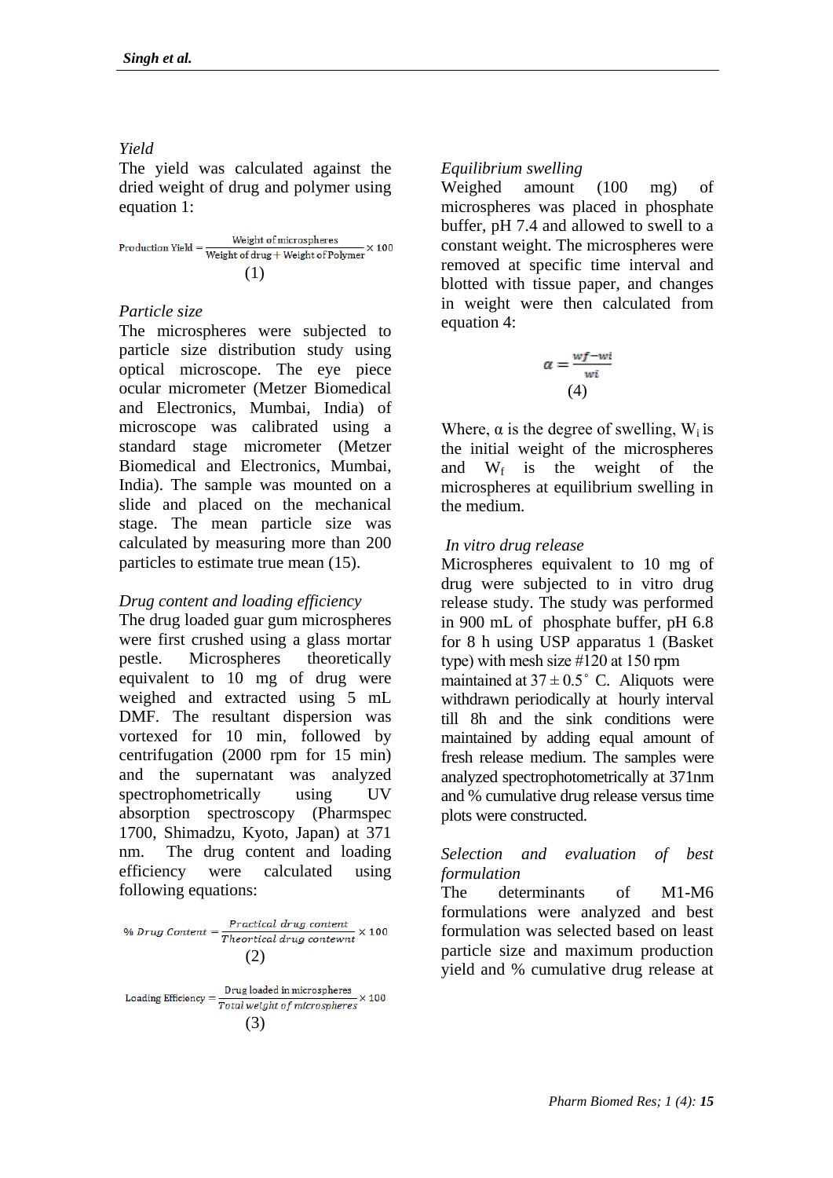*Yield*

The yield was calculated against the dried weight of drug and polymer using equation 1:

$$\text{Production Yield} = \frac{\text{Weight of microspheres}}{\text{Weight of drug} + \text{Weight of Polymer}} \times 100 \quad (1)$$

*Particle size*

The microspheres were subjected to particle size distribution study using optical microscope. The eye piece ocular micrometer (Metzer Biomedical and Electronics, Mumbai, India) of microscope was calibrated using a standard stage micrometer (Metzer Biomedical and Electronics, Mumbai, India). The sample was mounted on a slide and placed on the mechanical stage. The mean particle size was calculated by measuring more than 200 particles to estimate true mean (15).

*Drug content and loading efficiency*

The drug loaded guar gum microspheres were first crushed using a glass mortar pestle. Microspheres theoretically equivalent to 10 mg of drug were weighed and extracted using 5 mL DMF. The resultant dispersion was vortexed for 10 min, followed by centrifugation (2000 rpm for 15 min) and the supernatant was analyzed spectrophotometrically using UV absorption spectroscopy (Pharmspec 1700, Shimadzu, Kyoto, Japan) at 371 nm. The drug content and loading efficiency were calculated using following equations:

$$\%\ \text{Drug Content} = \frac{\text{Practical drug content}}{\text{Theortical drug contewnt}} \times 100 \quad (2)$$

$$\text{Loading Efficiency} = \frac{\text{Drug loaded in microspheres}}{\text{Total weight of microspheres}} \times 100 \quad (3)$$

*Equilibrium swelling*

Weighed amount (100 mg) of microspheres was placed in phosphate buffer, pH 7.4 and allowed to swell to a constant weight. The microspheres were removed at specific time interval and blotted with tissue paper, and changes in weight were then calculated from equation 4:

$$\alpha = \frac{wf - wi}{wi} \quad (4)$$

Where, α is the degree of swelling, $W_i$ is the initial weight of the microspheres and $W_f$ is the weight of the microspheres at equilibrium swelling in the medium.

*In vitro drug release*

Microspheres equivalent to 10 mg of drug were subjected to in vitro drug release study. The study was performed in 900 mL of phosphate buffer, pH 6.8 for 8 h using USP apparatus 1 (Basket type) with mesh size #120 at 150 rpm maintained at 37 ± 0.5° C. Aliquots were withdrawn periodically at hourly interval till 8h and the sink conditions were maintained by adding equal amount of fresh release medium. The samples were analyzed spectrophotometrically at 371nm and % cumulative drug release versus time plots were constructed.

*Selection and evaluation of best formulation*

The determinants of M1-M6 formulations were analyzed and best formulation was selected based on least particle size and maximum production yield and % cumulative drug release at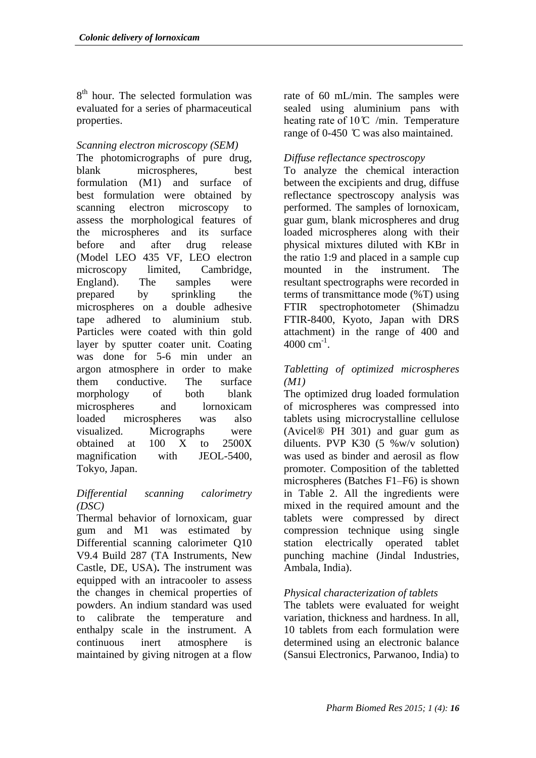8th hour. The selected formulation was evaluated for a series of pharmaceutical properties.

*Scanning electron microscopy (SEM)*

The photomicrographs of pure drug, blank microspheres, best formulation (M1) and surface of best formulation were obtained by scanning electron microscopy to assess the morphological features of the microspheres and its surface before and after drug release (Model LEO 435 VF, LEO electron microscopy limited, Cambridge, England). The samples were prepared by sprinkling the microspheres on a double adhesive tape adhered to aluminium stub. Particles were coated with thin gold layer by sputter coater unit. Coating was done for 5-6 min under an argon atmosphere in order to make them conductive. The surface morphology of both blank microspheres and lornoxicam loaded microspheres was also visualized. Micrographs were obtained at 100 X to 2500X magnification with JEOL-5400, Tokyo, Japan.

*Differential scanning calorimetry (DSC)*

Thermal behavior of lornoxicam, guar gum and M1 was estimated by Differential scanning calorimeter Q10 V9.4 Build 287 (TA Instruments, New Castle, DE, USA). The instrument was equipped with an intracooler to assess the changes in chemical properties of powders. An indium standard was used to calibrate the temperature and enthalpy scale in the instrument. A continuous inert atmosphere is maintained by giving nitrogen at a flow rate of 60 mL/min. The samples were sealed using aluminium pans with heating rate of 10℃ /min. Temperature range of 0-450 ℃ was also maintained.

*Diffuse reflectance spectroscopy*

To analyze the chemical interaction between the excipients and drug, diffuse reflectance spectroscopy analysis was performed. The samples of lornoxicam, guar gum, blank microspheres and drug loaded microspheres along with their physical mixtures diluted with KBr in the ratio 1:9 and placed in a sample cup mounted in the instrument. The resultant spectrographs were recorded in terms of transmittance mode (%T) using FTIR spectrophotometer (Shimadzu FTIR-8400, Kyoto, Japan with DRS attachment) in the range of 400 and 4000 $cm^{-1}$.

*Tabletting of optimized microspheres (M1)*

The optimized drug loaded formulation of microspheres was compressed into tablets using microcrystalline cellulose (Avicel® PH 301) and guar gum as diluents. PVP K30 (5 %w/v solution) was used as binder and aerosil as flow promoter. Composition of the tabletted microspheres (Batches F1–F6) is shown in Table 2. All the ingredients were mixed in the required amount and the tablets were compressed by direct compression technique using single station electrically operated tablet punching machine (Jindal Industries, Ambala, India).

*Physical characterization of tablets*

The tablets were evaluated for weight variation, thickness and hardness. In all, 10 tablets from each formulation were determined using an electronic balance (Sansui Electronics, Parwanoo, India) to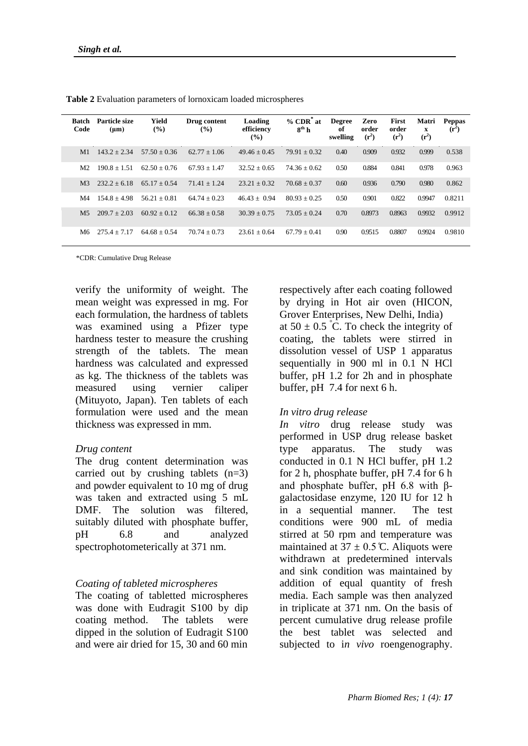**Table 2** Evaluation parameters of lornoxicam loaded microspheres

| Batch Code | Particle size (μm) | Yield (%) | Drug content (%) | Loading efficiency (%) | % CDR* at 8th h | Degree of swelling | Zero order ($r^2$) | First order ($r^2$) | Matrix ($r^2$) | Peppas ($r^2$) |
|---|---|---|---|---|---|---|---|---|---|---|
| M1 | 143.2 ± 2.34 | 57.50 ± 0.36 | 62.77 ± 1.06 | 49.46 ± 0.45 | 79.91 ± 0.32 | 0.40 | 0.909 | 0.932 | 0.999 | 0.538 |
| M2 | 190.8 ± 1.51 | 62.50 ± 0.76 | 67.93 ± 1.47 | 32.52 ± 0.65 | 74.36 ± 0.62 | 0.50 | 0.884 | 0.841 | 0.978 | 0.963 |
| M3 | 232.2 ± 6.18 | 65.17 ± 0.54 | 71.41 ± 1.24 | 23.21 ± 0.32 | 70.68 ± 0.37 | 0.60 | 0.936 | 0.790 | 0.980 | 0.862 |
| M4 | 154.8 ± 4.98 | 56.21 ± 0.81 | 64.74 ± 0.23 | 46.43 ± 0.94 | 80.93 ± 0.25 | 0.50 | 0.901 | 0.822 | 0.9947 | 0.8211 |
| M5 | 209.7 ± 2.03 | 60.92 ± 0.12 | 66.38 ± 0.58 | 30.39 ± 0.75 | 73.05 ± 0.24 | 0.70 | 0.8973 | 0.8963 | 0.9932 | 0.9912 |
| M6 | 275.4 ± 7.17 | 64.68 ± 0.54 | 70.74 ± 0.73 | 23.61 ± 0.64 | 67.79 ± 0.41 | 0.90 | 0.9515 | 0.8807 | 0.9924 | 0.9810 |

*CDR: Cumulative Drug Release

verify the uniformity of weight. The mean weight was expressed in mg. For each formulation, the hardness of tablets was examined using a Pfizer type hardness tester to measure the crushing strength of the tablets. The mean hardness was calculated and expressed as kg. The thickness of the tablets was measured using vernier caliper (Mituyoto, Japan). Ten tablets of each formulation were used and the mean thickness was expressed in mm.

*Drug content*

The drug content determination was carried out by crushing tablets (n=3) and powder equivalent to 10 mg of drug was taken and extracted using 5 mL DMF. The solution was filtered, suitably diluted with phosphate buffer, pH 6.8 and analyzed spectrophotometerically at 371 nm.

*Coating of tableted microspheres*

The coating of tabletted microspheres was done with Eudragit S100 by dip coating method. The tablets were dipped in the solution of Eudragit S100 and were air dried for 15, 30 and 60 min respectively after each coating followed by drying in Hot air oven (HICON, Grover Enterprises, New Delhi, India) at 50 ± 0.5 °C. To check the integrity of coating, the tablets were stirred in dissolution vessel of USP 1 apparatus sequentially in 900 ml in 0.1 N HCl buffer, pH 1.2 for 2h and in phosphate buffer, pH 7.4 for next 6 h.

*In vitro drug release*

*In vitro* drug release study was performed in USP drug release basket type apparatus. The study was conducted in 0.1 N HCl buffer, pH 1.2 for 2 h, phosphate buffer, pH 7.4 for 6 h and phosphate buffer, pH 6.8 with β-galactosidase enzyme, 120 IU for 12 h in a sequential manner. The test conditions were 900 mL of media stirred at 50 rpm and temperature was maintained at 37 ± 0.5 °C. Aliquots were withdrawn at predetermined intervals and sink condition was maintained by addition of equal quantity of fresh media. Each sample was then analyzed in triplicate at 371 nm. On the basis of percent cumulative drug release profile the best tablet was selected and subjected to i*n vivo* roengenography.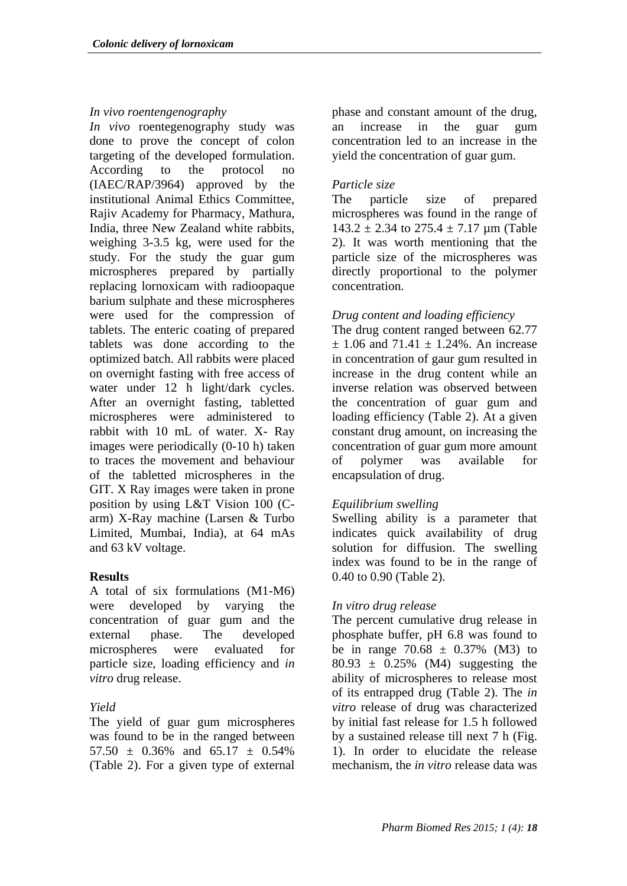*In vivo roentengenography*

*In vivo* roentegenography study was done to prove the concept of colon targeting of the developed formulation. According to the protocol no (IAEC/RAP/3964) approved by the institutional Animal Ethics Committee, Rajiv Academy for Pharmacy, Mathura, India, three New Zealand white rabbits, weighing 3-3.5 kg, were used for the study. For the study the guar gum microspheres prepared by partially replacing lornoxicam with radioopaque barium sulphate and these microspheres were used for the compression of tablets. The enteric coating of prepared tablets was done according to the optimized batch. All rabbits were placed on overnight fasting with free access of water under 12 h light/dark cycles. After an overnight fasting, tabletted microspheres were administered to rabbit with 10 mL of water. X- Ray images were periodically (0-10 h) taken to traces the movement and behaviour of the tabletted microspheres in the GIT. X Ray images were taken in prone position by using L&T Vision 100 (C-arm) X-Ray machine (Larsen & Turbo Limited, Mumbai, India), at 64 mAs and 63 kV voltage.

## Results

A total of six formulations (M1-M6) were developed by varying the concentration of guar gum and the external phase. The developed microspheres were evaluated for particle size, loading efficiency and *in vitro* drug release.

*Yield*

The yield of guar gum microspheres was found to be in the ranged between 57.50 ± 0.36% and 65.17 ± 0.54% (Table 2). For a given type of external phase and constant amount of the drug, an increase in the guar gum concentration led to an increase in the yield the concentration of guar gum.

*Particle size*

The particle size of prepared microspheres was found in the range of 143.2 ± 2.34 to 275.4 ± 7.17 µm (Table 2). It was worth mentioning that the particle size of the microspheres was directly proportional to the polymer concentration.

*Drug content and loading efficiency*

The drug content ranged between 62.77 ± 1.06 and 71.41 ± 1.24%. An increase in concentration of gaur gum resulted in increase in the drug content while an inverse relation was observed between the concentration of guar gum and loading efficiency (Table 2). At a given constant drug amount, on increasing the concentration of guar gum more amount of polymer was available for encapsulation of drug.

*Equilibrium swelling*

Swelling ability is a parameter that indicates quick availability of drug solution for diffusion. The swelling index was found to be in the range of 0.40 to 0.90 (Table 2).

*In vitro drug release*

The percent cumulative drug release in phosphate buffer, pH 6.8 was found to be in range 70.68 ± 0.37% (M3) to 80.93 ± 0.25% (M4) suggesting the ability of microspheres to release most of its entrapped drug (Table 2). The *in vitro* release of drug was characterized by initial fast release for 1.5 h followed by a sustained release till next 7 h (Fig. 1). In order to elucidate the release mechanism, the *in vitro* release data was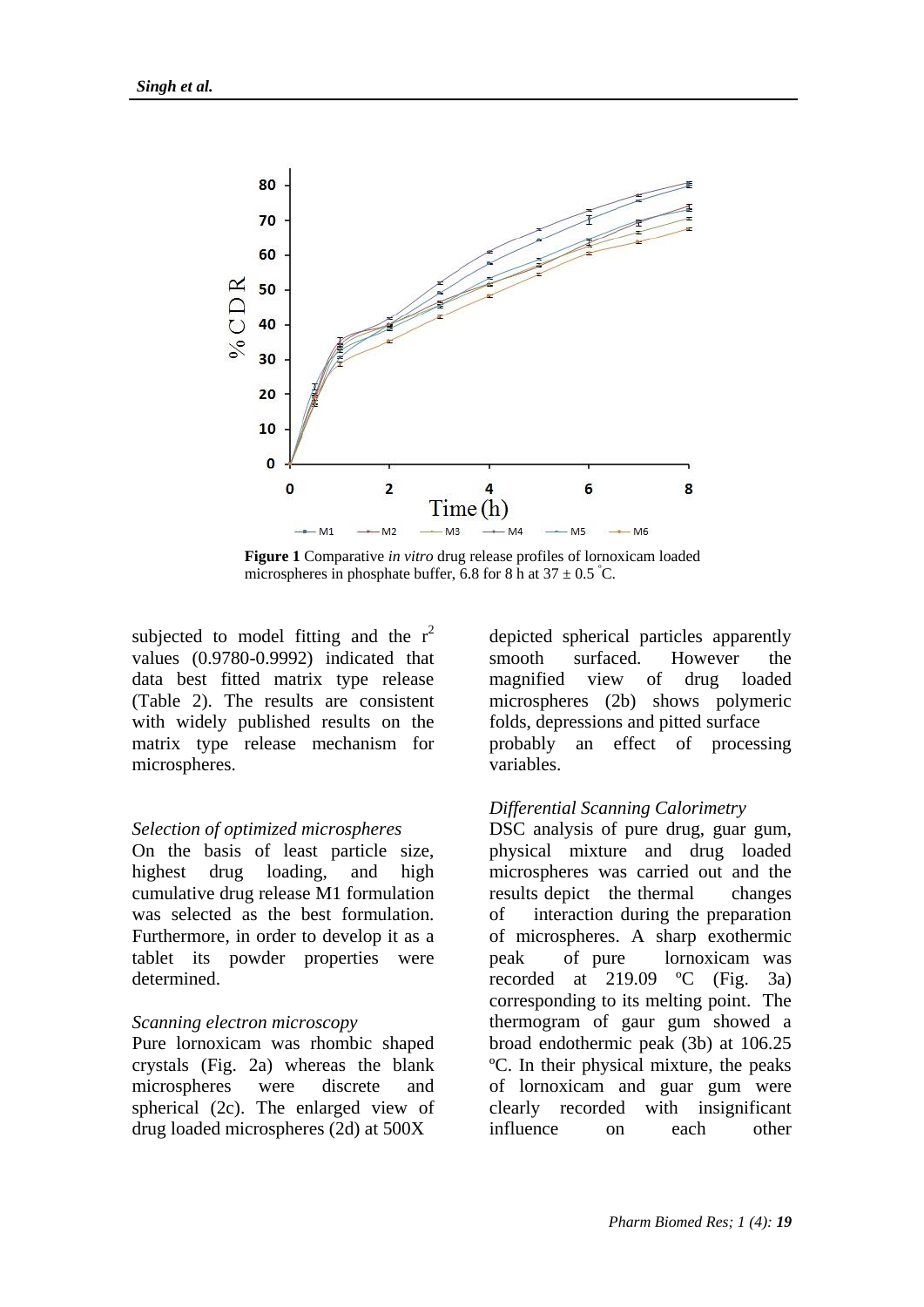**Figure 1** Comparative *in vitro* drug release profiles of lornoxicam loaded microspheres in phosphate buffer, 6.8 for 8 h at 37 ± 0.5 °C.

subjected to model fitting and the $r^2$ values (0.9780-0.9992) indicated that data best fitted matrix type release (Table 2). The results are consistent with widely published results on the matrix type release mechanism for microspheres.

*Selection of optimized microspheres*

On the basis of least particle size, highest drug loading, and high cumulative drug release M1 formulation was selected as the best formulation. Furthermore, in order to develop it as a tablet its powder properties were determined.

*Scanning electron microscopy*

Pure lornoxicam was rhombic shaped crystals (Fig. 2a) whereas the blank microspheres were discrete and spherical (2c). The enlarged view of drug loaded microspheres (2d) at 500X depicted spherical particles apparently smooth surfaced. However the magnified view of drug loaded microspheres (2b) shows polymeric folds, depressions and pitted surface probably an effect of processing variables.

*Differential Scanning Calorimetry*

DSC analysis of pure drug, guar gum, physical mixture and drug loaded microspheres was carried out and the results depict the thermal changes of interaction during the preparation of microspheres. A sharp exothermic peak of pure lornoxicam was recorded at 219.09 ºC (Fig. 3a) corresponding to its melting point. The thermogram of gaur gum showed a broad endothermic peak (3b) at 106.25 ºC. In their physical mixture, the peaks of lornoxicam and guar gum were clearly recorded with insignificant influence on each other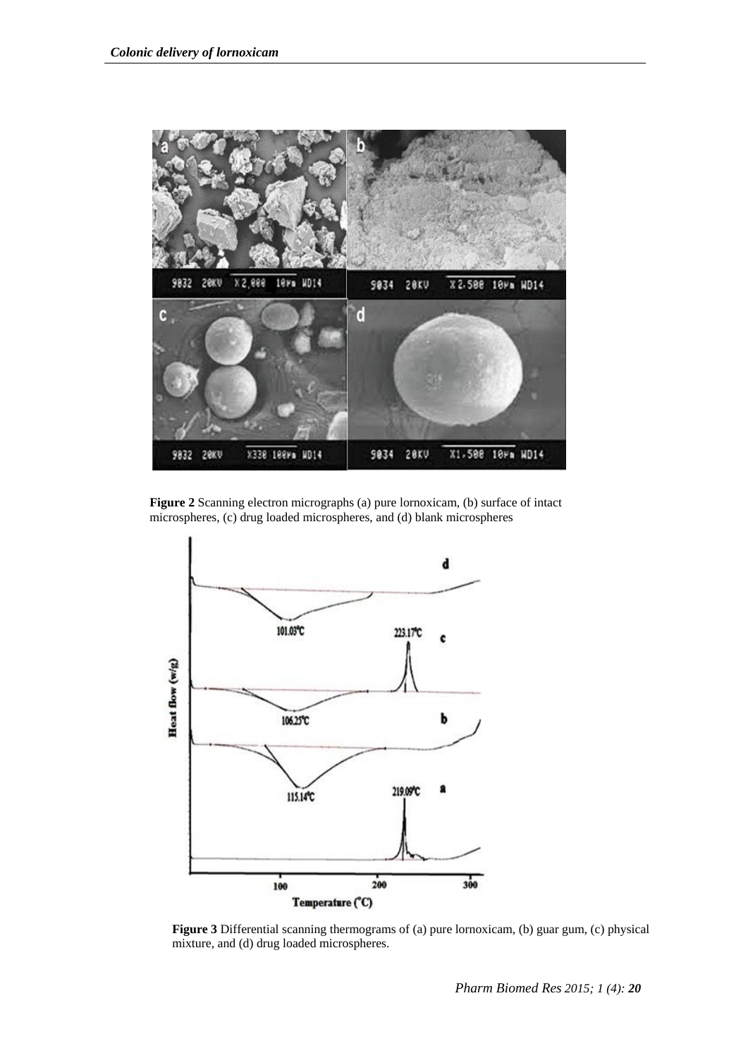**Figure 2** Scanning electron micrographs (a) pure lornoxicam, (b) surface of intact microspheres, (c) drug loaded microspheres, and (d) blank microspheres

**Figure 3** Differential scanning thermograms of (a) pure lornoxicam, (b) guar gum, (c) physical mixture, and (d) drug loaded microspheres.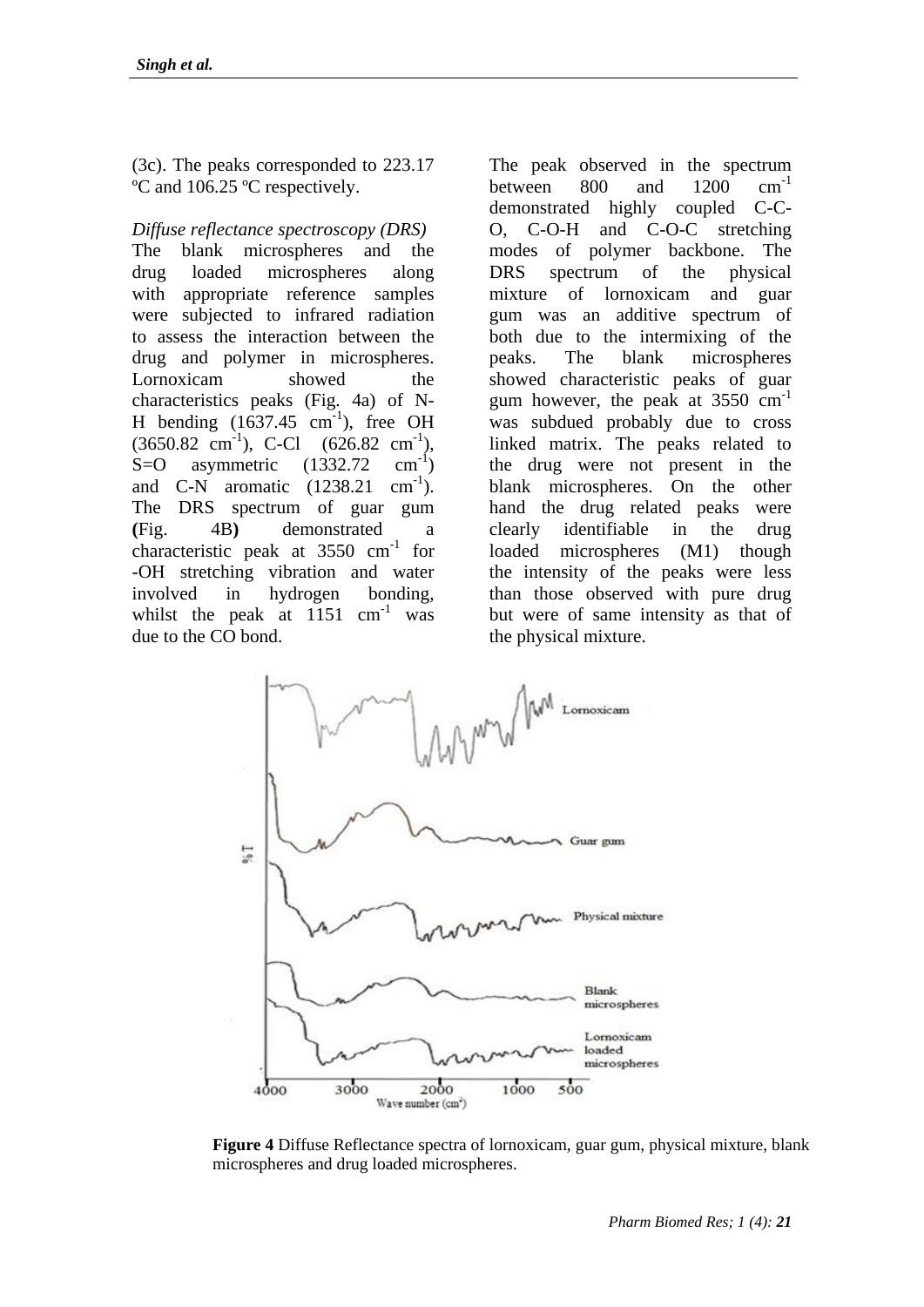(3c). The peaks corresponded to 223.17 ºC and 106.25 ºC respectively.

*Diffuse reflectance spectroscopy (DRS)*

The blank microspheres and the drug loaded microspheres along with appropriate reference samples were subjected to infrared radiation to assess the interaction between the drug and polymer in microspheres. Lornoxicam showed the characteristics peaks (Fig. 4a) of N-H bending (1637.45 $cm^{-1}$), free OH (3650.82 $cm^{-1}$), C-Cl (626.82 $cm^{-1}$), S=O asymmetric (1332.72 $cm^{-1}$) and C-N aromatic (1238.21 $cm^{-1}$). The DRS spectrum of guar gum (Fig. 4B) demonstrated a characteristic peak at 3550 $cm^{-1}$ for -OH stretching vibration and water involved in hydrogen bonding, whilst the peak at 1151 $cm^{-1}$ was due to the CO bond.

The peak observed in the spectrum between 800 and 1200 $cm^{-1}$ demonstrated highly coupled C-C-O, C-O-H and C-O-C stretching modes of polymer backbone. The DRS spectrum of the physical mixture of lornoxicam and guar gum was an additive spectrum of both due to the intermixing of the peaks. The blank microspheres showed characteristic peaks of guar gum however, the peak at 3550 $cm^{-1}$ was subdued probably due to cross linked matrix. The peaks related to the drug were not present in the blank microspheres. On the other hand the drug related peaks were clearly identifiable in the drug loaded microspheres (M1) though the intensity of the peaks were less than those observed with pure drug but were of same intensity as that of the physical mixture.

**Figure 4** Diffuse Reflectance spectra of lornoxicam, guar gum, physical mixture, blank microspheres and drug loaded microspheres.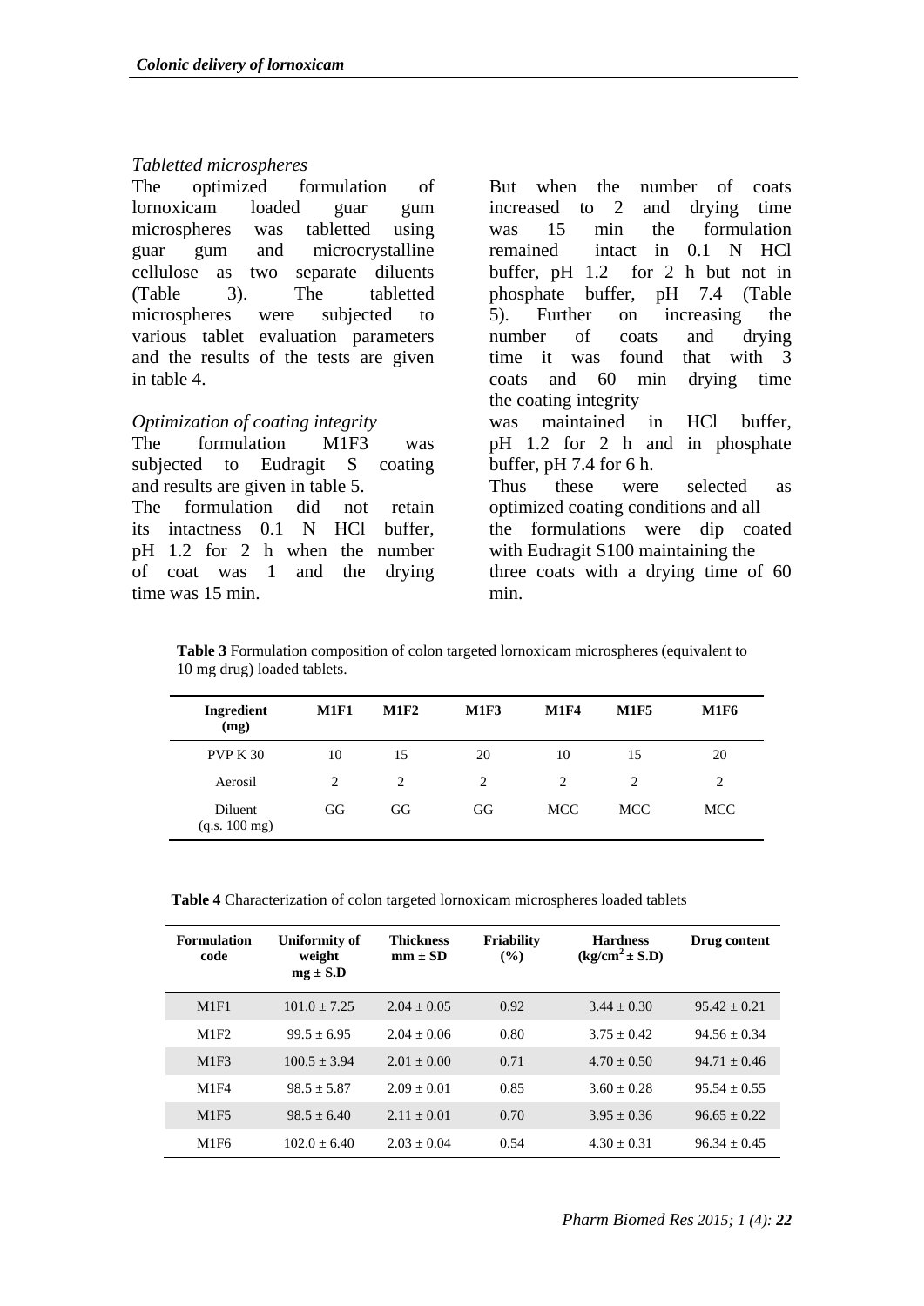### *Tabletted microspheres*

The optimized formulation of lornoxicam loaded guar gum microspheres was tabletted using guar gum and microcrystalline cellulose as two separate diluents (Table 3). The tabletted microspheres were subjected to various tablet evaluation parameters and the results of the tests are given in table 4.

### *Optimization of coating integrity*

The formulation M1F3 was subjected to Eudragit S coating and results are given in table 5.

The formulation did not retain its intactness 0.1 N HCl buffer, pH 1.2 for 2 h when the number of coat was 1 and the drying time was 15 min.

But when the number of coats increased to 2 and drying time was 15 min the formulation remained intact in 0.1 N HCl buffer, pH 1.2 for 2 h but not in phosphate buffer, pH 7.4 (Table 5). Further on increasing the number of coats and drying time it was found that with 3 coats and 60 min drying time the coating integrity was maintained in HCl buffer, pH 1.2 for 2 h and in phosphate buffer, pH 7.4 for 6 h.

Thus these were selected as optimized coating conditions and all the formulations were dip coated with Eudragit S100 maintaining the three coats with a drying time of 60 min.

**Table 3** Formulation composition of colon targeted lornoxicam microspheres (equivalent to 10 mg drug) loaded tablets.

| Ingredient (mg) | M1F1 | M1F2 | M1F3 | M1F4 | M1F5 | M1F6 |
|---|---|---|---|---|---|---|
| PVP K 30 | 10 | 15 | 20 | 10 | 15 | 20 |
| Aerosil | 2 | 2 | 2 | 2 | 2 | 2 |
| Diluent (q.s. 100 mg) | GG | GG | GG | MCC | MCC | MCC |

**Table 4** Characterization of colon targeted lornoxicam microspheres loaded tablets

| Formulation code | Uniformity of weight mg ± S.D | Thickness mm ± SD | Friability (%) | Hardness ($kg/cm^2$ ± S.D) | Drug content |
|---|---|---|---|---|---|
| M1F1 | 101.0 ± 7.25 | 2.04 ± 0.05 | 0.92 | 3.44 ± 0.30 | 95.42 ± 0.21 |
| M1F2 | 99.5 ± 6.95 | 2.04 ± 0.06 | 0.80 | 3.75 ± 0.42 | 94.56 ± 0.34 |
| M1F3 | 100.5 ± 3.94 | 2.01 ± 0.00 | 0.71 | 4.70 ± 0.50 | 94.71 ± 0.46 |
| M1F4 | 98.5 ± 5.87 | 2.09 ± 0.01 | 0.85 | 3.60 ± 0.28 | 95.54 ± 0.55 |
| M1F5 | 98.5 ± 6.40 | 2.11 ± 0.01 | 0.70 | 3.95 ± 0.36 | 96.65 ± 0.22 |
| M1F6 | 102.0 ± 6.40 | 2.03 ± 0.04 | 0.54 | 4.30 ± 0.31 | 96.34 ± 0.45 |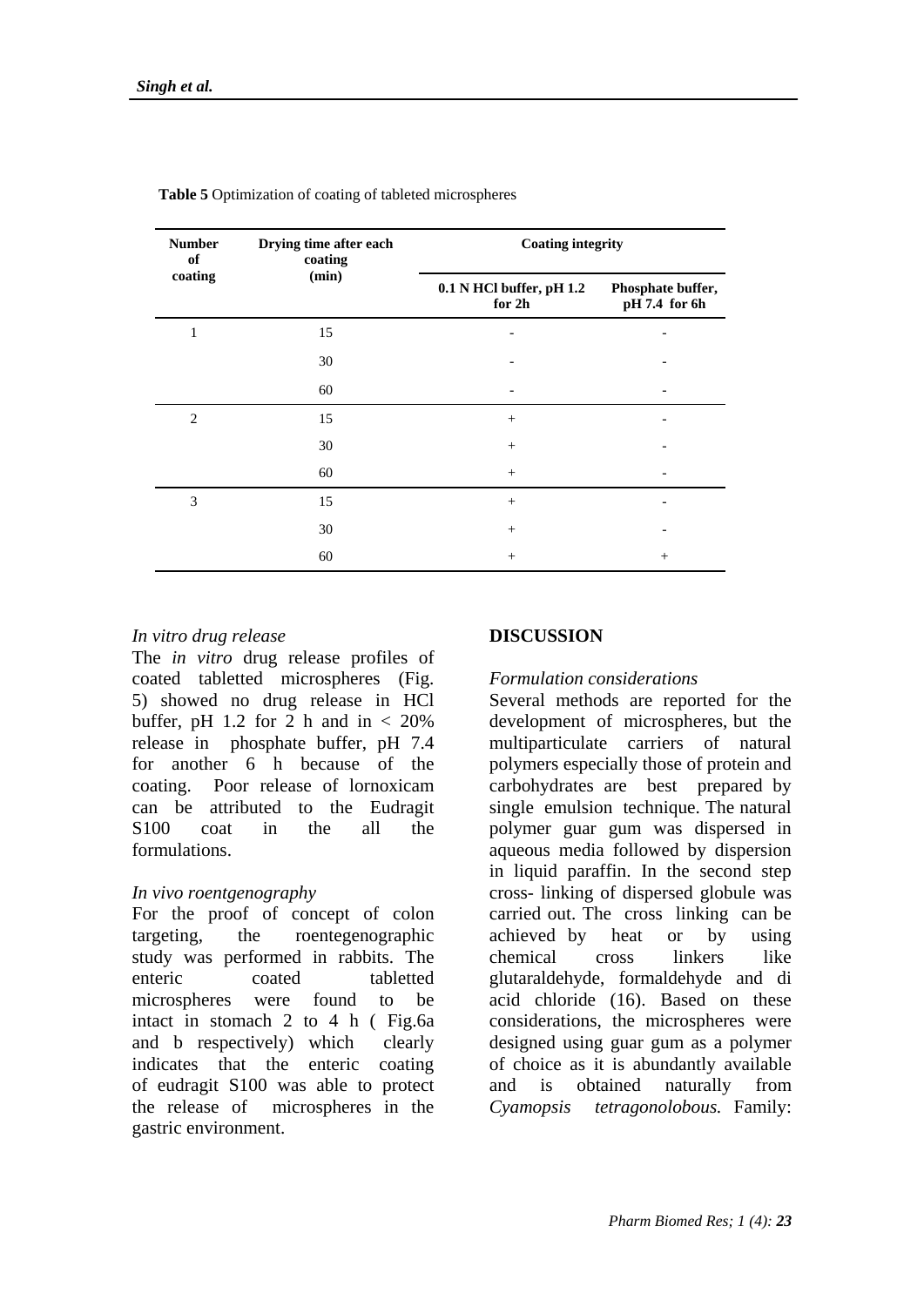**Table 5** Optimization of coating of tableted microspheres

| Number of coating | Drying time after each coating (min) | Coating integrity | |
|---|---|---|---|
| | | 0.1 N HCl buffer, pH 1.2 for 2h | Phosphate buffer, pH 7.4 for 6h |
| 1 | 15 | - | - |
| | 30 | - | - |
| | 60 | - | - |
| 2 | 15 | + | - |
| | 30 | + | - |
| | 60 | + | - |
| 3 | 15 | + | - |
| | 30 | + | - |
| | 60 | + | + |

*In vitro drug release*

The *in vitro* drug release profiles of coated tabletted microspheres (Fig. 5) showed no drug release in HCl buffer, pH 1.2 for 2 h and in < 20% release in phosphate buffer, pH 7.4 for another 6 h because of the coating. Poor release of lornoxicam can be attributed to the Eudragit S100 coat in the all the formulations.

*In vivo roentgenography*

For the proof of concept of colon targeting, the roentegenographic study was performed in rabbits. The enteric coated tabletted microspheres were found to be intact in stomach 2 to 4 h ( Fig.6a and b respectively) which clearly indicates that the enteric coating of eudragit S100 was able to protect the release of microspheres in the gastric environment.

## DISCUSSION

*Formulation considerations*

Several methods are reported for the development of microspheres, but the multiparticulate carriers of natural polymers especially those of protein and carbohydrates are best prepared by single emulsion technique. The natural polymer guar gum was dispersed in aqueous media followed by dispersion in liquid paraffin. In the second step cross- linking of dispersed globule was carried out. The cross linking can be achieved by heat or by using chemical cross linkers like glutaraldehyde, formaldehyde and di acid chloride (16). Based on these considerations, the microspheres were designed using guar gum as a polymer of choice as it is abundantly available and is obtained naturally from *Cyamopsis tetragonolobous.* Family: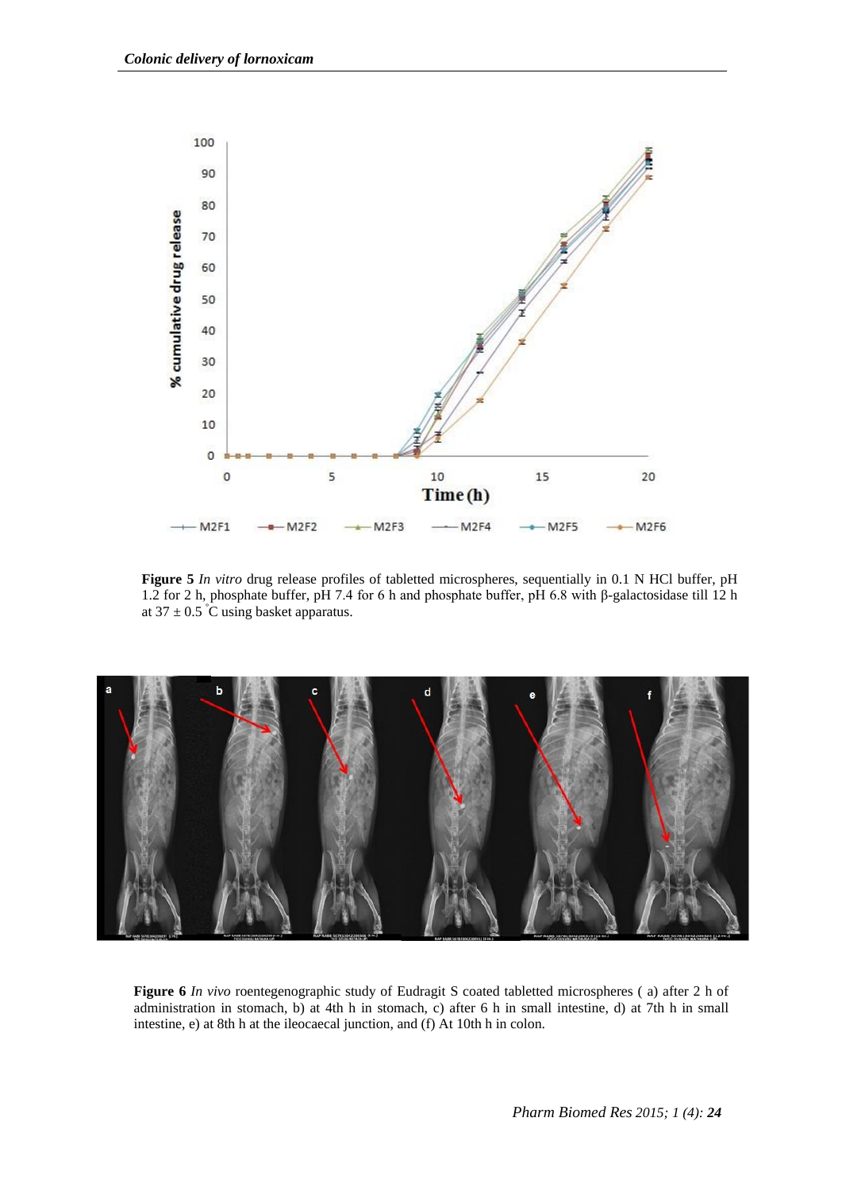**Figure 5** *In vitro* drug release profiles of tabletted microspheres, sequentially in 0.1 N HCl buffer, pH 1.2 for 2 h, phosphate buffer, pH 7.4 for 6 h and phosphate buffer, pH 6.8 with β-galactosidase till 12 h at 37 ± 0.5 °C using basket apparatus.

**Figure 6** *In vivo* roentegenographic study of Eudragit S coated tabletted microspheres ( a) after 2 h of administration in stomach, b) at 4th h in stomach, c) after 6 h in small intestine, d) at 7th h in small intestine, e) at 8th h at the ileocaecal junction, and (f) At 10th h in colon.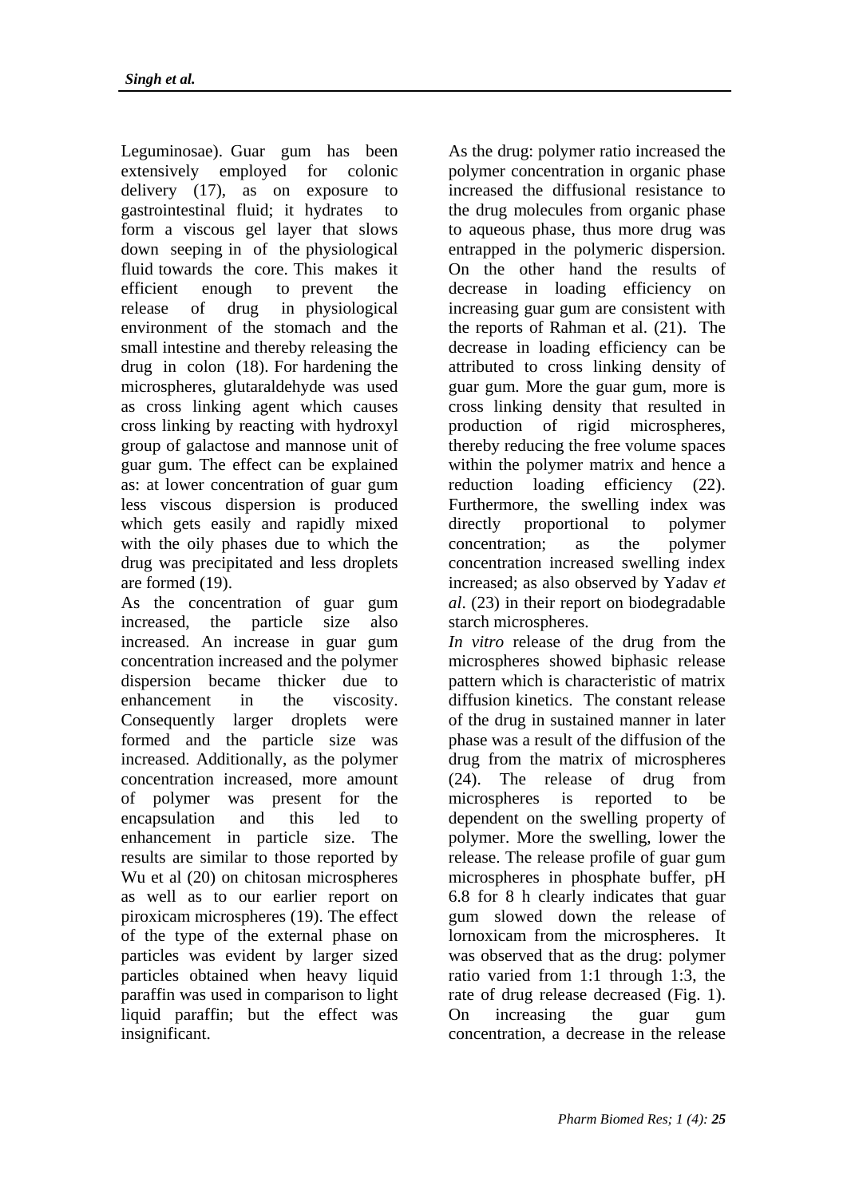Leguminosae). Guar gum has been extensively employed for colonic delivery (17), as on exposure to gastrointestinal fluid; it hydrates to form a viscous gel layer that slows down seeping in of the physiological fluid towards the core. This makes it efficient enough to prevent the release of drug in physiological environment of the stomach and the small intestine and thereby releasing the drug in colon (18). For hardening the microspheres, glutaraldehyde was used as cross linking agent which causes cross linking by reacting with hydroxyl group of galactose and mannose unit of guar gum. The effect can be explained as: at lower concentration of guar gum less viscous dispersion is produced which gets easily and rapidly mixed with the oily phases due to which the drug was precipitated and less droplets are formed (19).

As the concentration of guar gum increased, the particle size also increased. An increase in guar gum concentration increased and the polymer dispersion became thicker due to enhancement in the viscosity. Consequently larger droplets were formed and the particle size was increased. Additionally, as the polymer concentration increased, more amount of polymer was present for the encapsulation and this led to enhancement in particle size. The results are similar to those reported by Wu et al (20) on chitosan microspheres as well as to our earlier report on piroxicam microspheres (19). The effect of the type of the external phase on particles was evident by larger sized particles obtained when heavy liquid paraffin was used in comparison to light liquid paraffin; but the effect was insignificant.

As the drug: polymer ratio increased the polymer concentration in organic phase increased the diffusional resistance to the drug molecules from organic phase to aqueous phase, thus more drug was entrapped in the polymeric dispersion. On the other hand the results of decrease in loading efficiency on increasing guar gum are consistent with the reports of Rahman et al. (21). The decrease in loading efficiency can be attributed to cross linking density of guar gum. More the guar gum, more is cross linking density that resulted in production of rigid microspheres, thereby reducing the free volume spaces within the polymer matrix and hence a reduction loading efficiency (22). Furthermore, the swelling index was directly proportional to polymer concentration; as the polymer concentration increased swelling index increased; as also observed by Yadav *et al*. (23) in their report on biodegradable starch microspheres.

*In vitro* release of the drug from the microspheres showed biphasic release pattern which is characteristic of matrix diffusion kinetics. The constant release of the drug in sustained manner in later phase was a result of the diffusion of the drug from the matrix of microspheres (24). The release of drug from microspheres is reported to be dependent on the swelling property of polymer. More the swelling, lower the release. The release profile of guar gum microspheres in phosphate buffer, pH 6.8 for 8 h clearly indicates that guar gum slowed down the release of lornoxicam from the microspheres. It was observed that as the drug: polymer ratio varied from 1:1 through 1:3, the rate of drug release decreased (Fig. 1). On increasing the guar gum concentration, a decrease in the release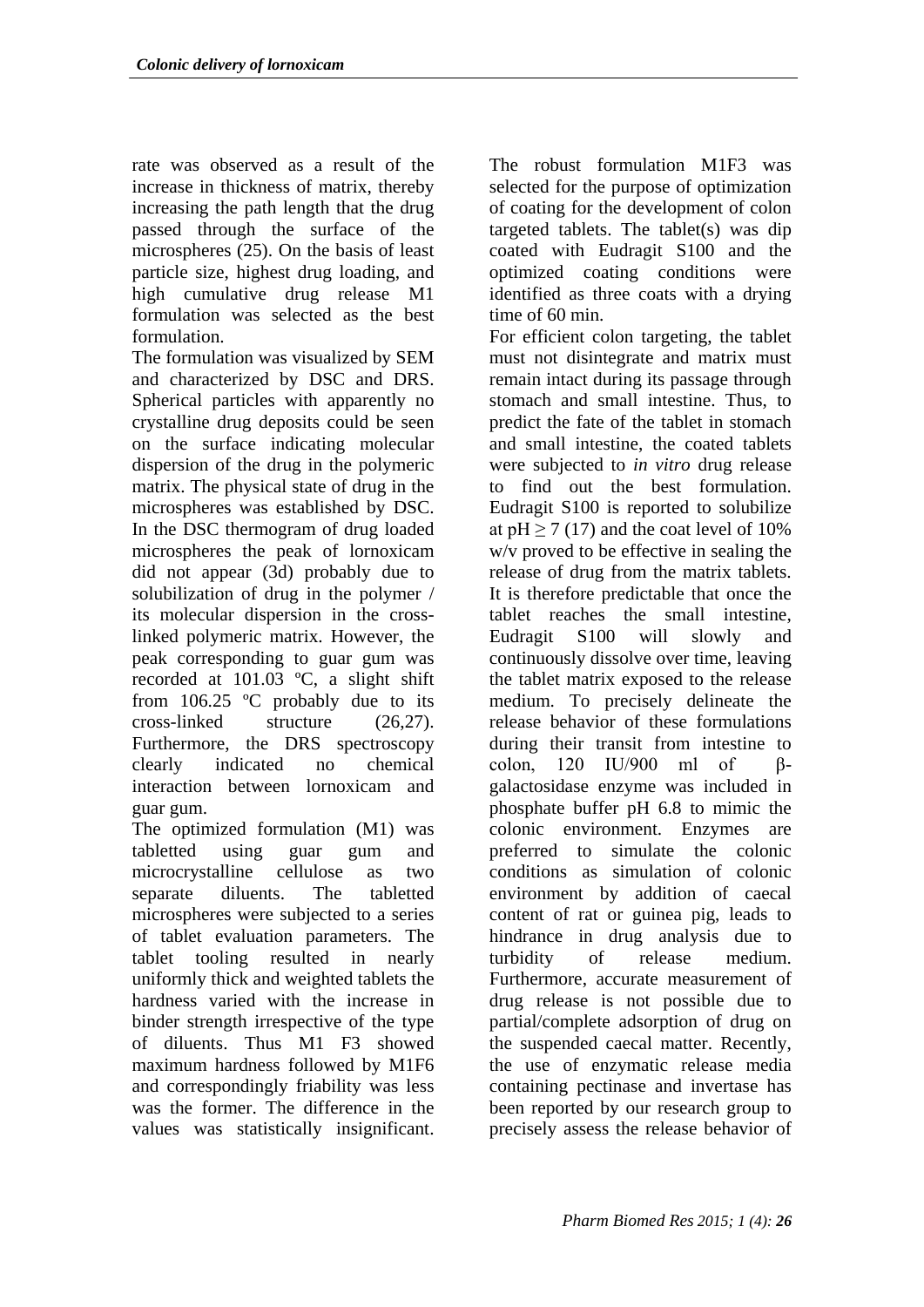rate was observed as a result of the increase in thickness of matrix, thereby increasing the path length that the drug passed through the surface of the microspheres (25). On the basis of least particle size, highest drug loading, and high cumulative drug release M1 formulation was selected as the best formulation.

The formulation was visualized by SEM and characterized by DSC and DRS. Spherical particles with apparently no crystalline drug deposits could be seen on the surface indicating molecular dispersion of the drug in the polymeric matrix. The physical state of drug in the microspheres was established by DSC. In the DSC thermogram of drug loaded microspheres the peak of lornoxicam did not appear (3d) probably due to solubilization of drug in the polymer / its molecular dispersion in the cross-linked polymeric matrix. However, the peak corresponding to guar gum was recorded at 101.03 ºC, a slight shift from 106.25 ºC probably due to its cross-linked structure (26,27). Furthermore, the DRS spectroscopy clearly indicated no chemical interaction between lornoxicam and guar gum.

The optimized formulation (M1) was tabletted using guar gum and microcrystalline cellulose as two separate diluents. The tabletted microspheres were subjected to a series of tablet evaluation parameters. The tablet tooling resulted in nearly uniformly thick and weighted tablets the hardness varied with the increase in binder strength irrespective of the type of diluents. Thus M1 F3 showed maximum hardness followed by M1F6 and correspondingly friability was less was the former. The difference in the values was statistically insignificant. The robust formulation M1F3 was selected for the purpose of optimization of coating for the development of colon targeted tablets. The tablet(s) was dip coated with Eudragit S100 and the optimized coating conditions were identified as three coats with a drying time of 60 min.

For efficient colon targeting, the tablet must not disintegrate and matrix must remain intact during its passage through stomach and small intestine. Thus, to predict the fate of the tablet in stomach and small intestine, the coated tablets were subjected to *in vitro* drug release to find out the best formulation. Eudragit S100 is reported to solubilize at pH $\geq$ 7 (17) and the coat level of 10% w/v proved to be effective in sealing the release of drug from the matrix tablets. It is therefore predictable that once the tablet reaches the small intestine, Eudragit S100 will slowly and continuously dissolve over time, leaving the tablet matrix exposed to the release medium. To precisely delineate the release behavior of these formulations during their transit from intestine to colon, 120 IU/900 ml of β-galactosidase enzyme was included in phosphate buffer pH 6.8 to mimic the colonic environment. Enzymes are preferred to simulate the colonic conditions as simulation of colonic environment by addition of caecal content of rat or guinea pig, leads to hindrance in drug analysis due to turbidity of release medium. Furthermore, accurate measurement of drug release is not possible due to partial/complete adsorption of drug on the suspended caecal matter. Recently, the use of enzymatic release media containing pectinase and invertase has been reported by our research group to precisely assess the release behavior of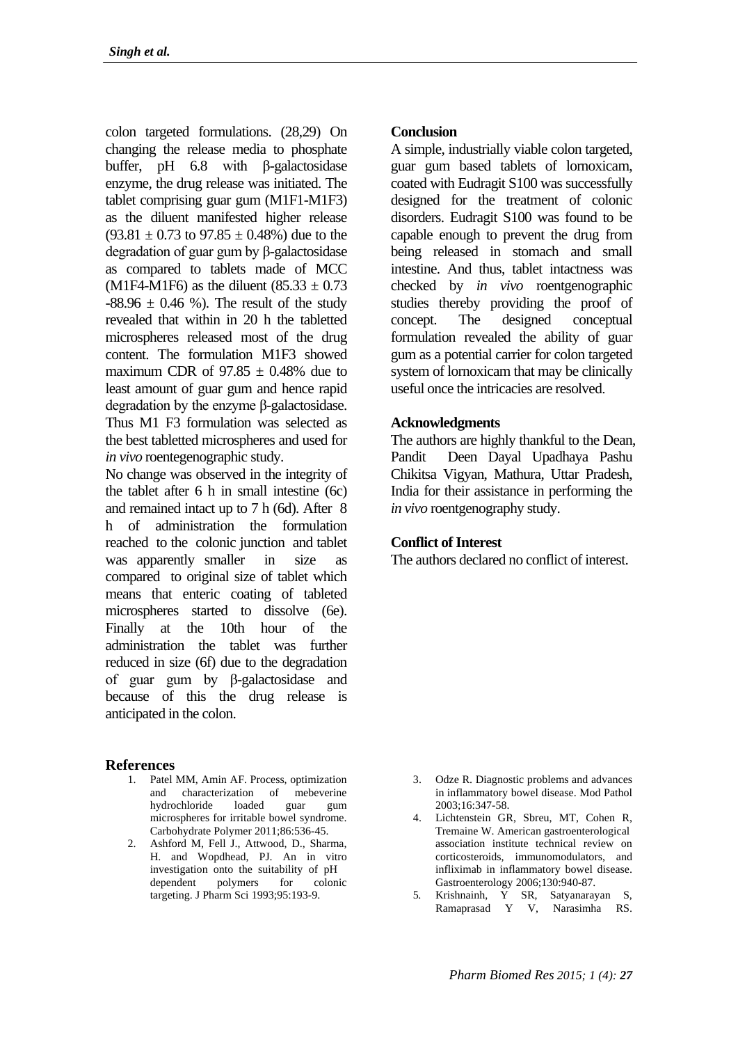colon targeted formulations. (28,29) On changing the release media to phosphate buffer, pH 6.8 with β-galactosidase enzyme, the drug release was initiated. The tablet comprising guar gum (M1F1-M1F3) as the diluent manifested higher release ($93.81 \pm 0.73$ to $97.85 \pm 0.48$%) due to the degradation of guar gum by β-galactosidase as compared to tablets made of MCC (M1F4-M1F6) as the diluent ($85.33 \pm 0.73$ -$88.96 \pm 0.46$ %). The result of the study revealed that within in 20 h the tabletted microspheres released most of the drug content. The formulation M1F3 showed maximum CDR of $97.85 \pm 0.48$% due to least amount of guar gum and hence rapid degradation by the enzyme β-galactosidase. Thus M1 F3 formulation was selected as the best tabletted microspheres and used for *in vivo* roentegenographic study.

No change was observed in the integrity of the tablet after 6 h in small intestine (6c) and remained intact up to 7 h (6d). After 8 h of administration the formulation reached to the colonic junction and tablet was apparently smaller in size as compared to original size of tablet which means that enteric coating of tableted microspheres started to dissolve (6e). Finally at the 10th hour of the administration the tablet was further reduced in size (6f) due to the degradation of guar gum by β-galactosidase and because of this the drug release is anticipated in the colon.

## Conclusion

A simple, industrially viable colon targeted, guar gum based tablets of lornoxicam, coated with Eudragit S100 was successfully designed for the treatment of colonic disorders. Eudragit S100 was found to be capable enough to prevent the drug from being released in stomach and small intestine. And thus, tablet intactness was checked by *in vivo* roentgenographic studies thereby providing the proof of concept. The designed conceptual formulation revealed the ability of guar gum as a potential carrier for colon targeted system of lornoxicam that may be clinically useful once the intricacies are resolved.

## Acknowledgments

The authors are highly thankful to the Dean, Pandit Deen Dayal Upadhaya Pashu Chikitsa Vigyan, Mathura, Uttar Pradesh, India for their assistance in performing the *in vivo* roentgenography study.

## Conflict of Interest

The authors declared no conflict of interest.

## References

1. Patel MM, Amin AF. Process, optimization and characterization of mebeverine hydrochloride loaded guar gum microspheres for irritable bowel syndrome. Carbohydrate Polymer 2011;86:536-45.
2. Ashford M, Fell J., Attwood, D., Sharma, H. and Wopdhead, PJ. An in vitro investigation onto the suitability of pH dependent polymers for colonic targeting. J Pharm Sci 1993;95:193-9.
3. Odze R. Diagnostic problems and advances in inflammatory bowel disease. Mod Pathol 2003;16:347-58.
4. Lichtenstein GR, Sbreu, MT, Cohen R, Tremaine W. American gastroenterological association institute technical review on corticosteroids, immunomodulators, and infliximab in inflammatory bowel disease. Gastroenterology 2006;130:940-87.
5. Krishnainh, Y SR, Satyanarayan S, Ramaprasad Y V, Narasimha RS.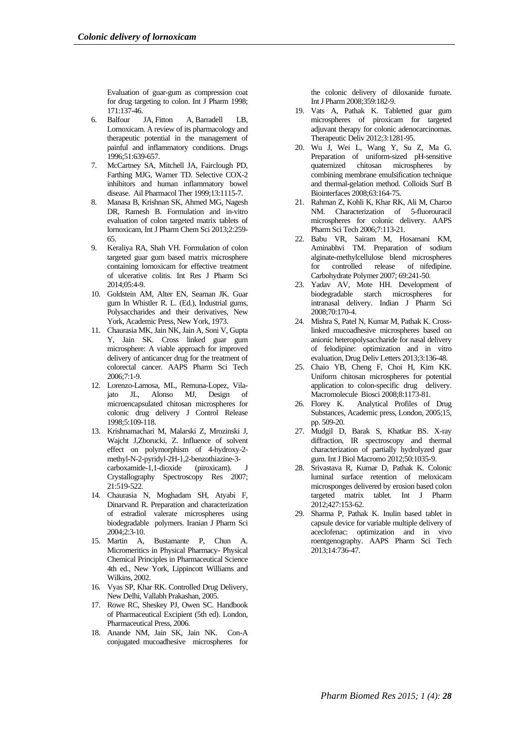Evaluation of guar-gum as compression coat for drug targeting to colon. Int J Pharm 1998; 171:137-46.

6. Balfour JA, Fitton A, Barradell LB, Lornoxicam. A review of its pharmacology and therapeutic potential in the management of painful and inflammatory conditions. Drugs 1996;51:639-657.
7. McCartney SA, Mitchell JA, Fairclough PD, Farthing MJG, Warner TD. Selective COX-2 inhibitors and human inflammatory bowel disease. Ail Pharmacol Ther 1999;13:1115-7.
8. Manasa B, Krishnan SK, Ahmed MG, Nagesh DR, Ramesh B. Formulation and in-vitro evaluation of colon targeted matrix tablets of lornoxicam, Int J Pharm Chem Sci 2013;2:259-65.
9. Keraliya RA, Shah VH. Formulation of colon targeted guar gum based matrix microsphere containing lornoxicam for effective treatment of ulcerative colitis. Int Res J Pharm Sci 2014;05:4-9.
10. Goldstein AM, Alter EN, Seaman JK. Guar gum In Whistler R. L. (Ed.), Industrial gums, Polysaccharides and their derivatives, New York, Academic Press, New York, 1973.
11. Chaurasia MK, Jain NK, Jain A, Soni V, Gupta Y, Jain SK. Cross linked guar gum microsphere: A viable approach for improved delivery of anticancer drug for the treatment of colorectal cancer. AAPS Pharm Sci Tech 2006;7:1-9.
12. Lorenzo-Lamosa, ML, Remuna-Lopez, Vila-jato JL, Alonso MJ, Design of microencapsulated chitosan microspheres for colonic drug delivery J Control Release 1998;5:109-118.
13. Krishnamachari M, Malarski Z, Mrozinski J, Wajcht J,Zborucki, Z. Influence of solvent effect on polymorphism of 4-hydroxy-2-methyl-N-2-pyridyl-2H-1,2-benzothiazine-3-carboxamide-1,1-dioxide (piroxicam). J Crystallography Spectroscopy Res 2007; 21:519-522.
14. Chaurasia N, Moghadam SH, Atyabi F, Dinarvand R. Preparation and characterization of estradiol valerate microspheres using biodegradable polymers. Iranian J Pharm Sci 2004;2:3-10.
15. Martin A, Bustamante P, Chun A. Micromeritics in Physical Pharmacy- Physical Chemical Principles in Pharmaceutical Science 4th ed., New York, Lippincott Williams and Wilkins, 2002.
16. Vyas SP, Khar RK. Controlled Drug Delivery, New Delhi, Vallabh Prakashan, 2005.
17. Rowe RC, Sheskey PJ, Owen SC. Handbook of Pharmaceutical Excipient (5th ed). London, Pharmaceutical Press, 2006.
18. Anande NM, Jain SK, Jain NK. Con-A conjugated mucoadhesive microspheres for the colonic delivery of diloxanide furoate. Int J Pharm 2008;359:182-9.
19. Vats A, Pathak K. Tabletted guar gum microspheres of piroxicam for targeted adjuvant therapy for colonic adenocarcinomas. Therapeutic Deliv 2012;3:1281-95.
20. Wu J, Wei L, Wang Y, Su Z, Ma G. Preparation of uniform-sized pH-sensitive quaternized chitosan microspheres by combining membrane emulsification technique and thermal-gelation method. Colloids Surf B Biointerfaces 2008;63:164-75.
21. Rahman Z, Kohli K, Khar RK, Ali M, Charoo NM. Characterization of 5-fluorouracil microspheres for colonic delivery. AAPS Pharm Sci Tech 2006;7:113-21.
22. Babu VR, Sairam M, Hosamani KM, Aminabhvi TM. Preparation of sodium alginate-methylcellulose blend microspheres for controlled release of nifedipine. Carbohydrate Polymer 2007; 69:241-50.
23. Yadav AV, Mote HH. Development of biodegradable starch microspheres for intranasal delivery. Indian J Pharm Sci 2008;70:170-4.
24. Mishra S, Patel N, Kumar M, Pathak K. Cross-linked mucoadhesive microspheres based on anionic heteropolysaccharide for nasal delivery of felodipine: optimization and in vitro evaluation, Drug Deliv Letters 2013;3:136-48.
25. Chaio YB, Cheng F, Choi H, Kim KK. Uniform chitosan microspheres for potential application to colon-specific drug delivery. Macromolecule Biosci 2008;8:1173-81.
26. Florey K. Analytical Profiles of Drug Substances, Academic press, London, 2005;15, pp. 509-20.
27. Mudgil D, Barak S, Khatkar BS. X-ray diffraction, IR spectroscopy and thermal characterization of partially hydrolyzed guar gum. Int J Biol Macromo 2012;50:1035-9.
28. Srivastava R, Kumar D, Pathak K. Colonic luminal surface retention of meloxicam microsponges delivered by erosion based colon targeted matrix tablet. Int J Pharm 2012;427:153-62.
29. Sharma P, Pathak K. Inulin based tablet in capsule device for variable multiple delivery of aceclofenac: optimization and in vivo roentgenography. AAPS Pharm Sci Tech 2013;14:736-47.